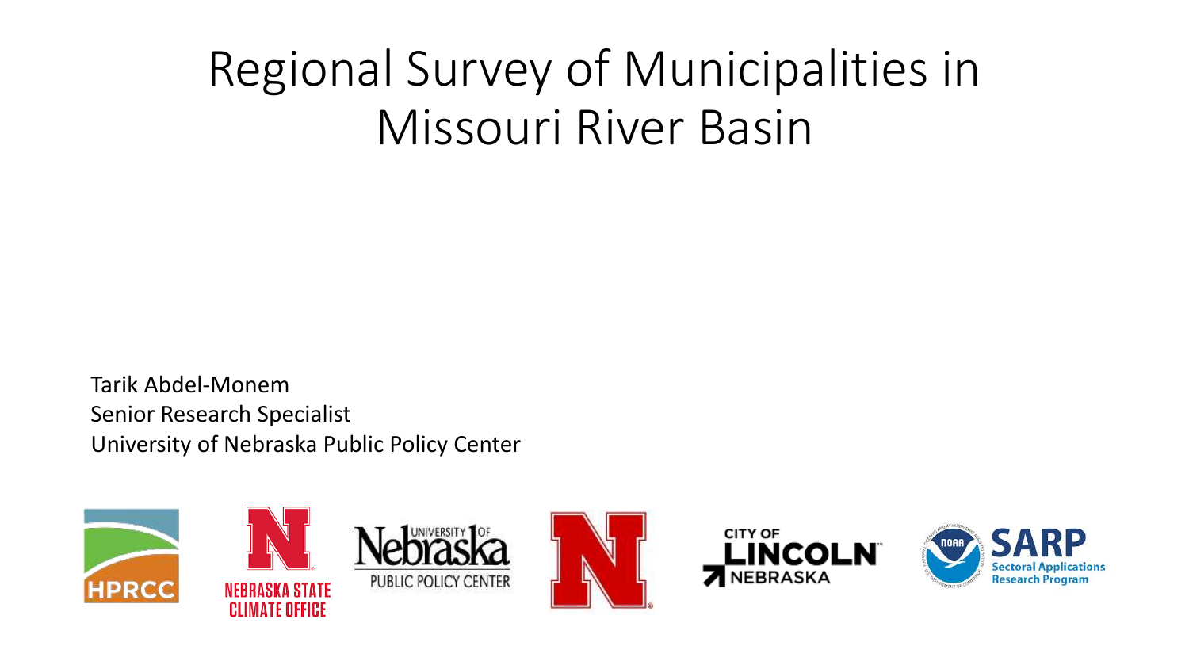# Regional Survey of Municipalities in Missouri River Basin

Tarik Abdel-Monem
Senior Research Specialist
University of Nebraska Public Policy Center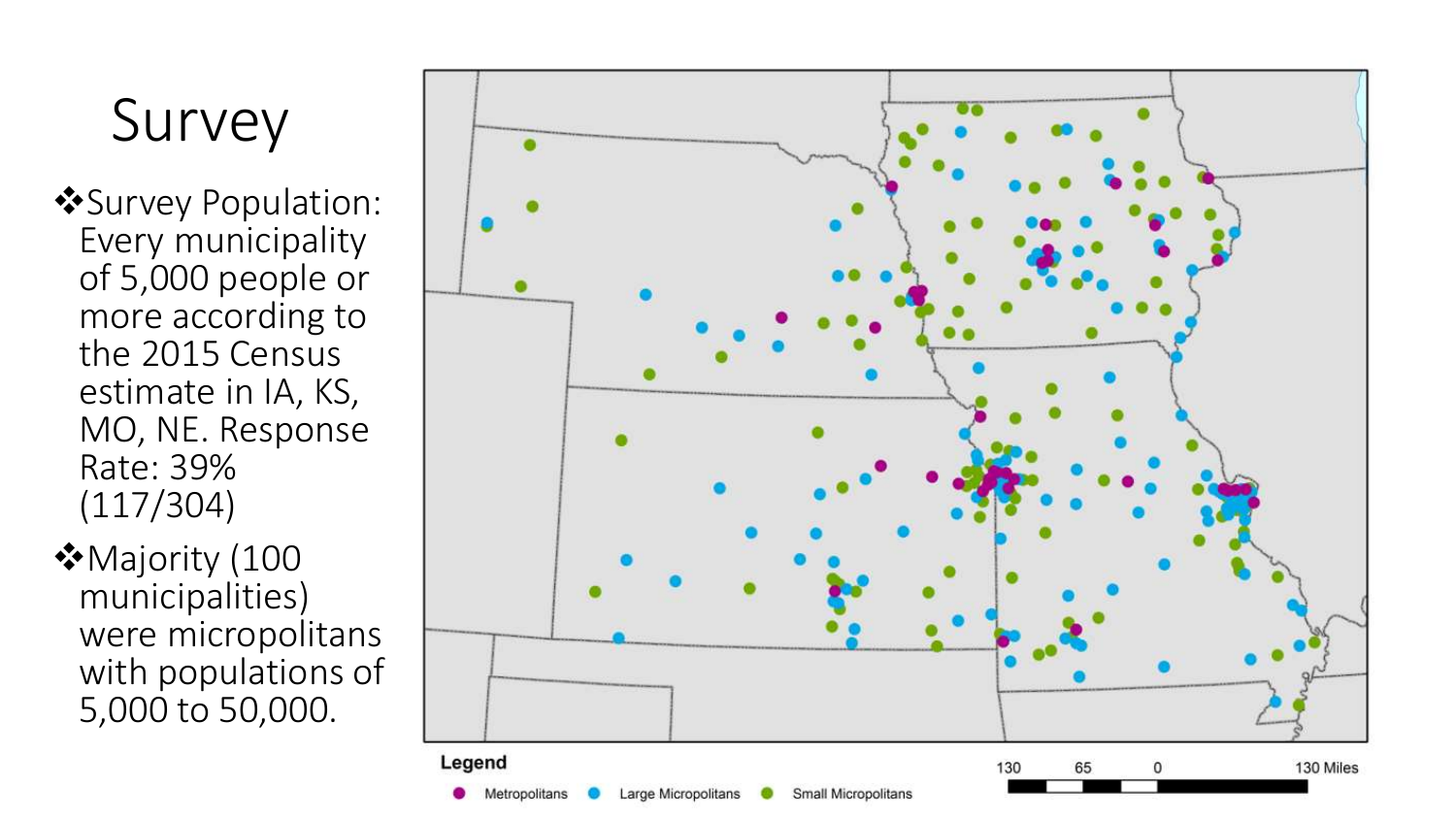# Survey

- Survey Population: Every municipality of 5,000 people or more according to the 2015 Census estimate in IA, KS, MO, NE. Response Rate: 39% (117/304)
- Majority (100 municipalities) were micropolitans with populations of 5,000 to 50,000.

**Legend**

- Metropolitans
- Large Micropolitans
- Small Micropolitans

130 65 0 130 Miles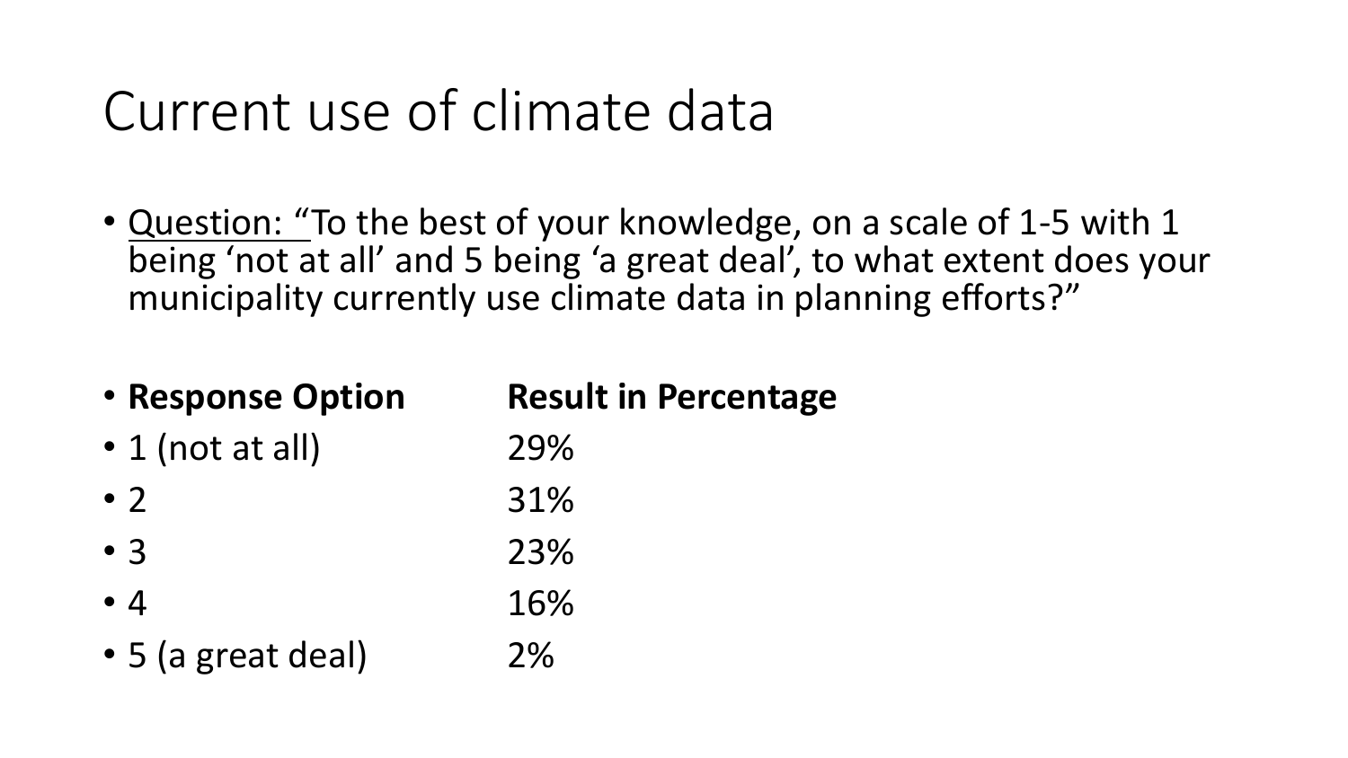# Current use of climate data

- Question: "To the best of your knowledge, on a scale of 1-5 with 1 being 'not at all' and 5 being 'a great deal', to what extent does your municipality currently use climate data in planning efforts?"

| Response Option | Result in Percentage |
| --- | --- |
| 1 (not at all) | 29% |
| 2 | 31% |
| 3 | 23% |
| 4 | 16% |
| 5 (a great deal) | 2% |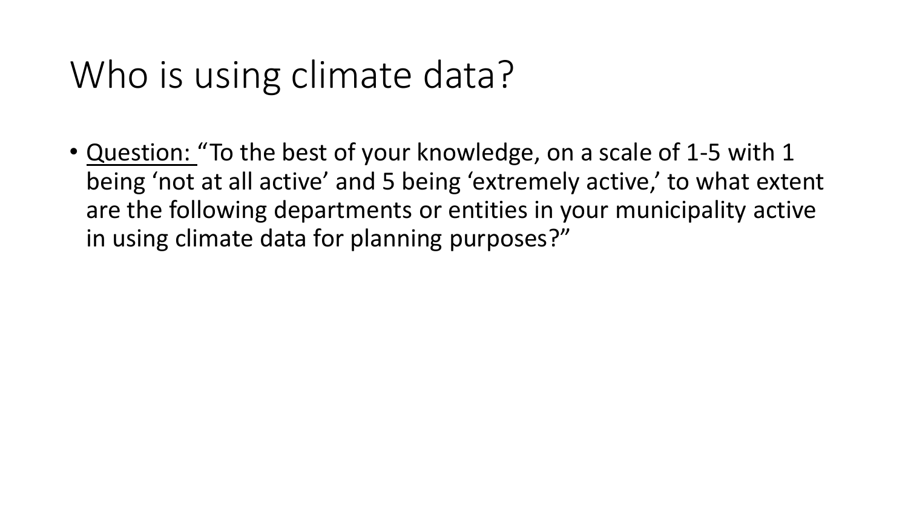# Who is using climate data?

- <u>Question:</u> "To the best of your knowledge, on a scale of 1-5 with 1 being 'not at all active' and 5 being 'extremely active,' to what extent are the following departments or entities in your municipality active in using climate data for planning purposes?"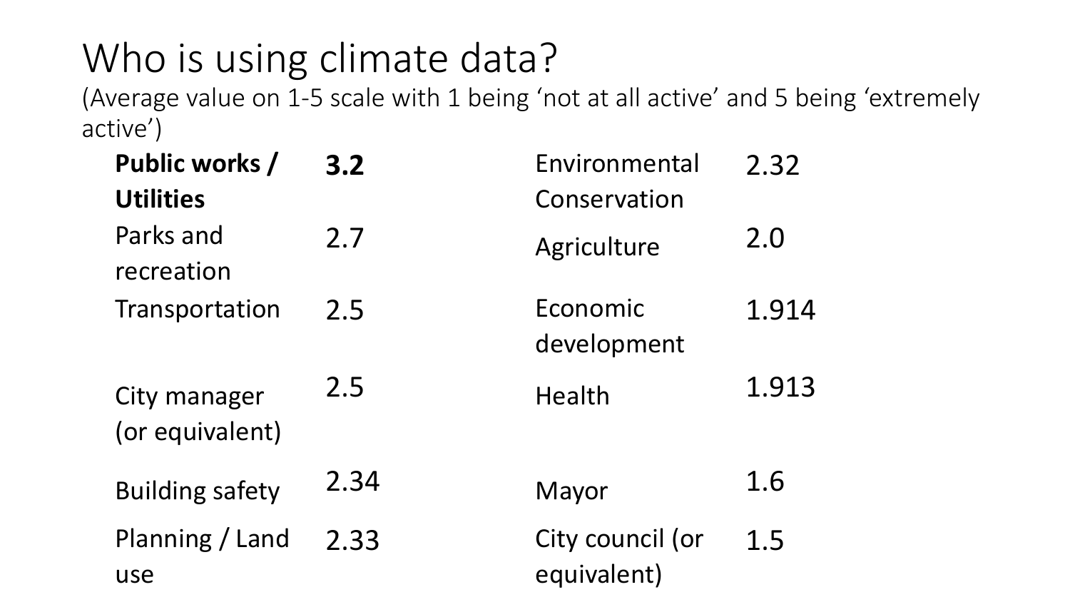# Who is using climate data?

(Average value on 1-5 scale with 1 being 'not at all active' and 5 being 'extremely active')

| Sector | Value | Sector | Value |
|---|---|---|---|
| **Public works / Utilities** | **3.2** | Environmental Conservation | 2.32 |
| Parks and recreation | 2.7 | Agriculture | 2.0 |
| Transportation | 2.5 | Economic development | 1.914 |
| City manager (or equivalent) | 2.5 | Health | 1.913 |
| Building safety | 2.34 | Mayor | 1.6 |
| Planning / Land use | 2.33 | City council (or equivalent) | 1.5 |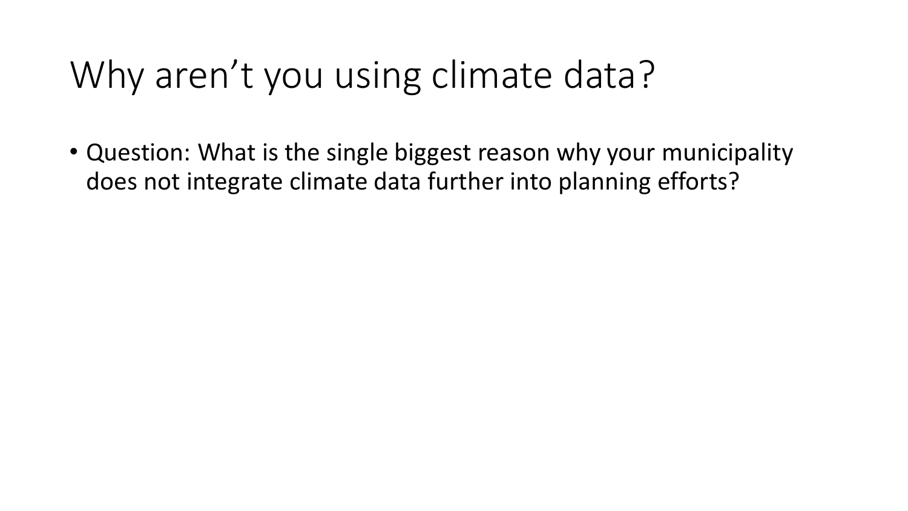# Why aren’t you using climate data?

- Question: What is the single biggest reason why your municipality does not integrate climate data further into planning efforts?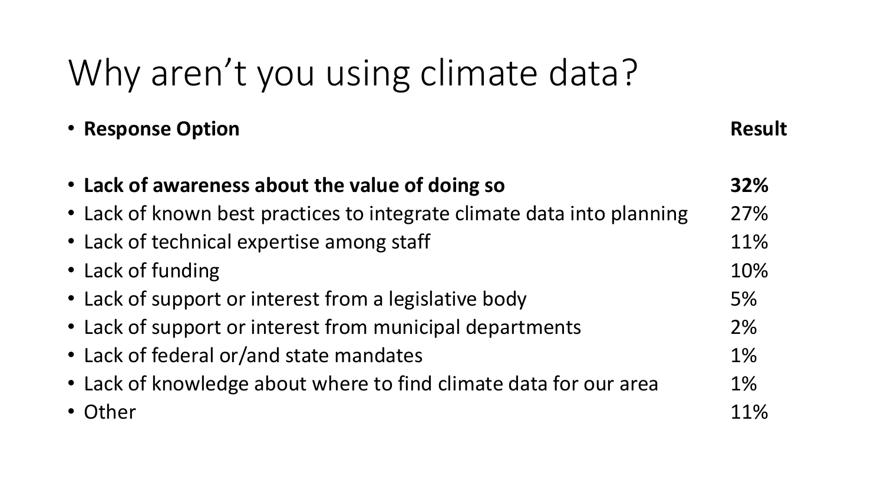# Why aren't you using climate data?

| Response Option | Result |
| --- | --- |
| **Lack of awareness about the value of doing so** | **32%** |
| Lack of known best practices to integrate climate data into planning | 27% |
| Lack of technical expertise among staff | 11% |
| Lack of funding | 10% |
| Lack of support or interest from a legislative body | 5% |
| Lack of support or interest from municipal departments | 2% |
| Lack of federal or/and state mandates | 1% |
| Lack of knowledge about where to find climate data for our area | 1% |
| Other | 11% |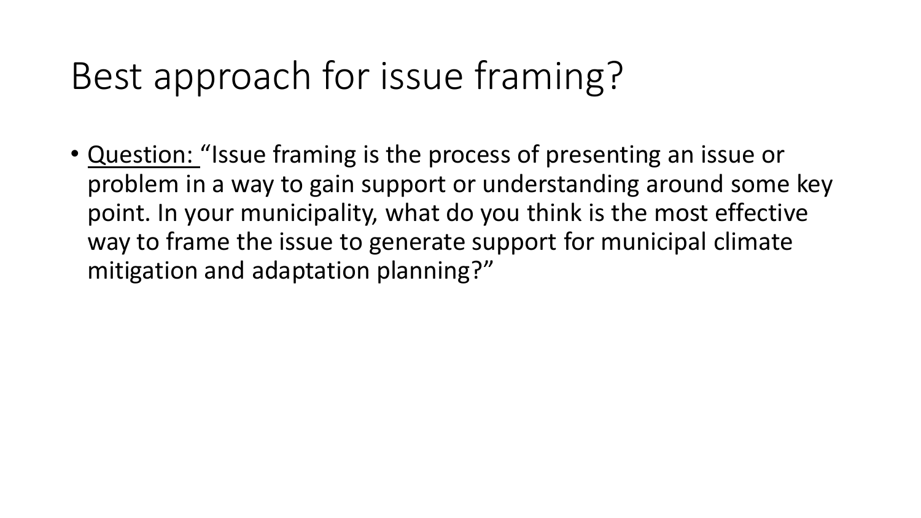# Best approach for issue framing?

- <u>Question:</u> "Issue framing is the process of presenting an issue or problem in a way to gain support or understanding around some key point. In your municipality, what do you think is the most effective way to frame the issue to generate support for municipal climate mitigation and adaptation planning?"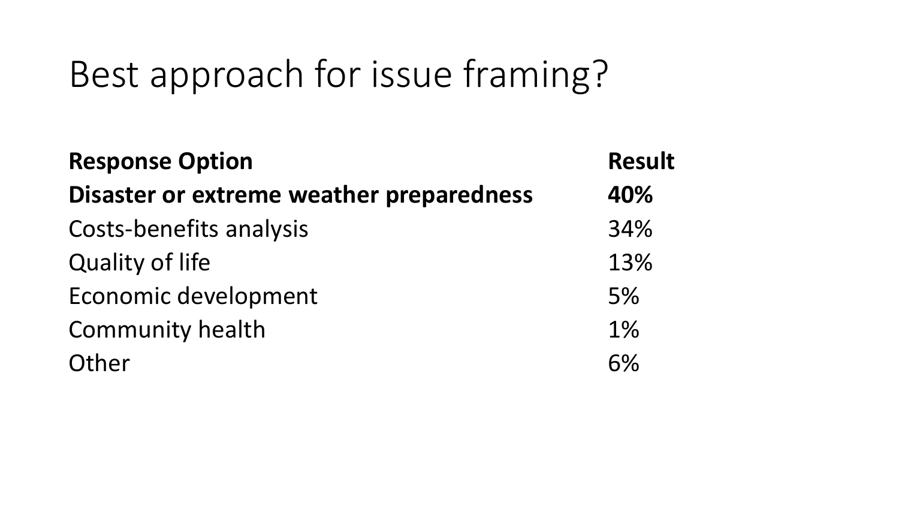# Best approach for issue framing?

| **Response Option** | **Result** |
|---|---|
| **Disaster or extreme weather preparedness** | **40%** |
| Costs-benefits analysis | 34% |
| Quality of life | 13% |
| Economic development | 5% |
| Community health | 1% |
| Other | 6% |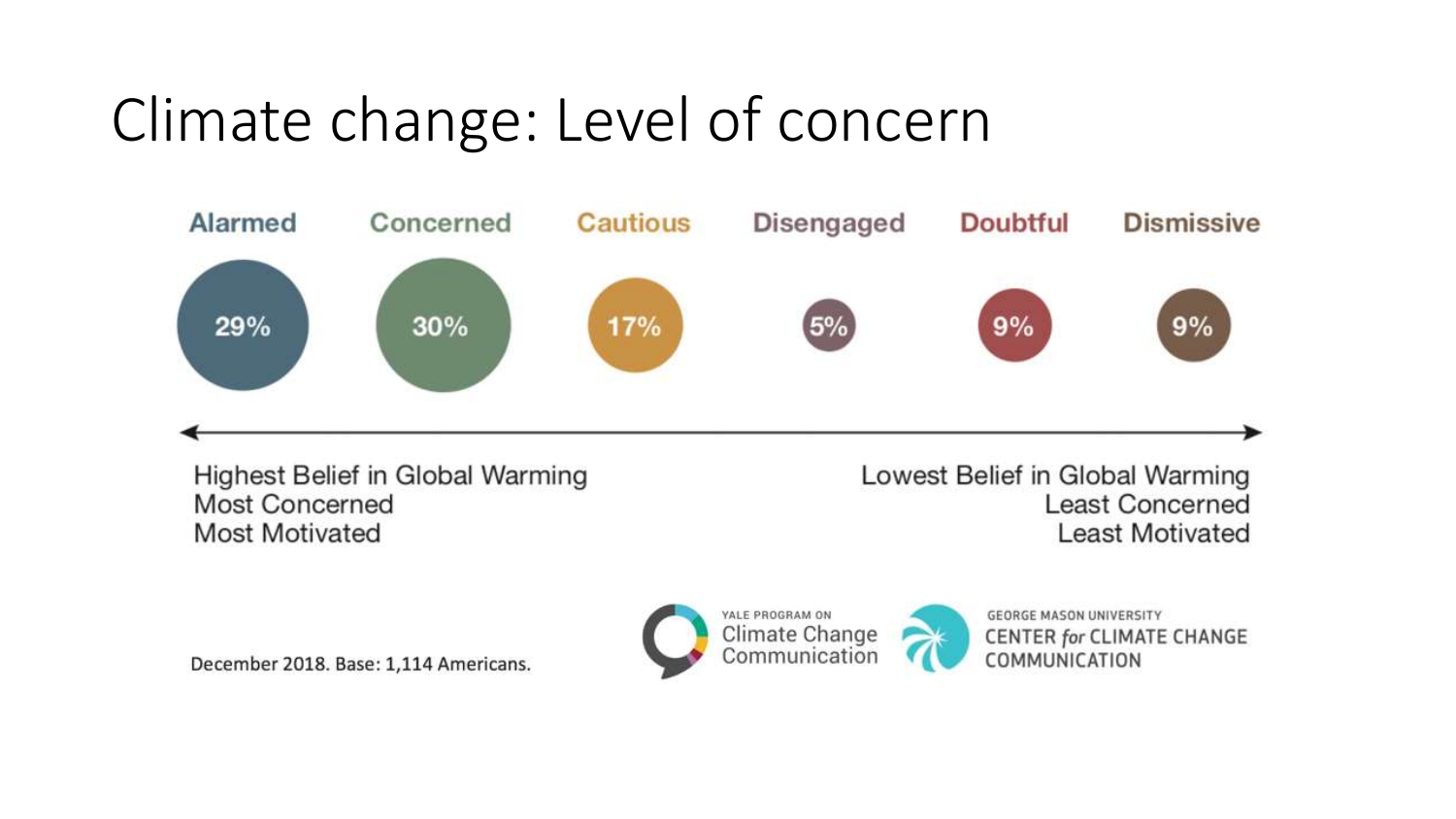# Climate change: Level of concern

| Alarmed | Concerned | Cautious | Disengaged | Doubtful | Dismissive |
|---|---|---|---|---|---|
| 29% | 30% | 17% | 5% | 9% | 9% |

Highest Belief in Global Warming
Most Concerned
Most Motivated

Lowest Belief in Global Warming
Least Concerned
Least Motivated

December 2018. Base: 1,114 Americans.

YALE PROGRAM ON Climate Change Communication

GEORGE MASON UNIVERSITY CENTER *for* CLIMATE CHANGE COMMUNICATION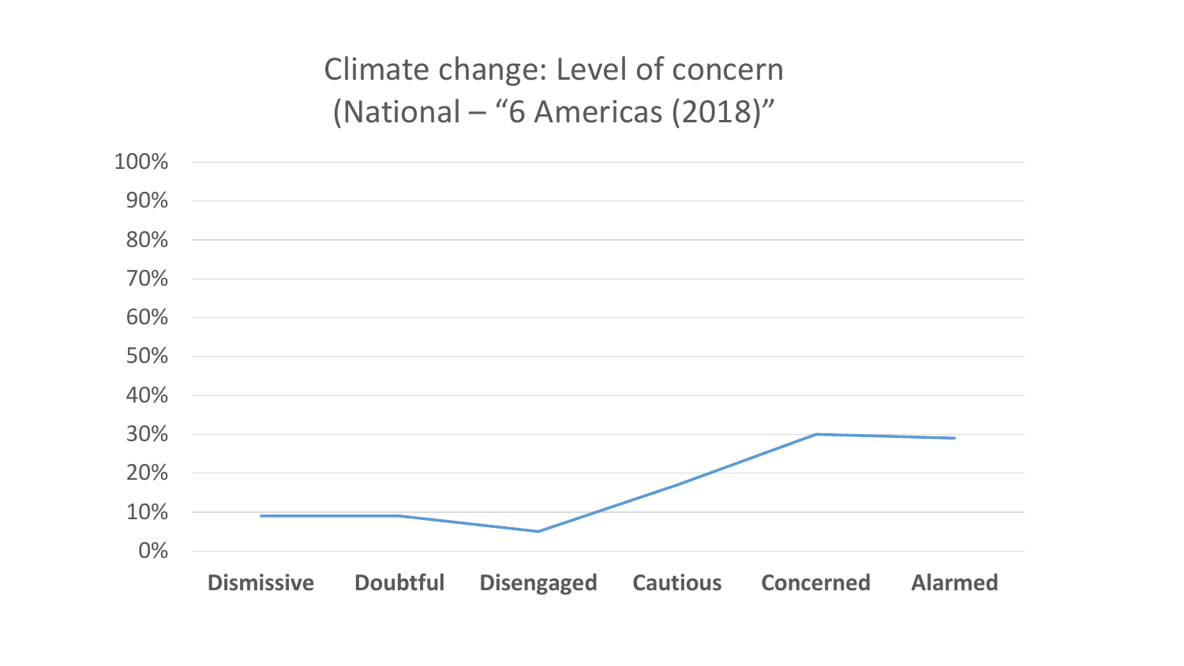# Climate change: Level of concern (National – "6 Americas (2018)"

100%
90%
80%
70%
60%
50%
40%
30%
20%
10%
0%

**Dismissive** **Doubtful** **Disengaged** **Cautious** **Concerned** **Alarmed**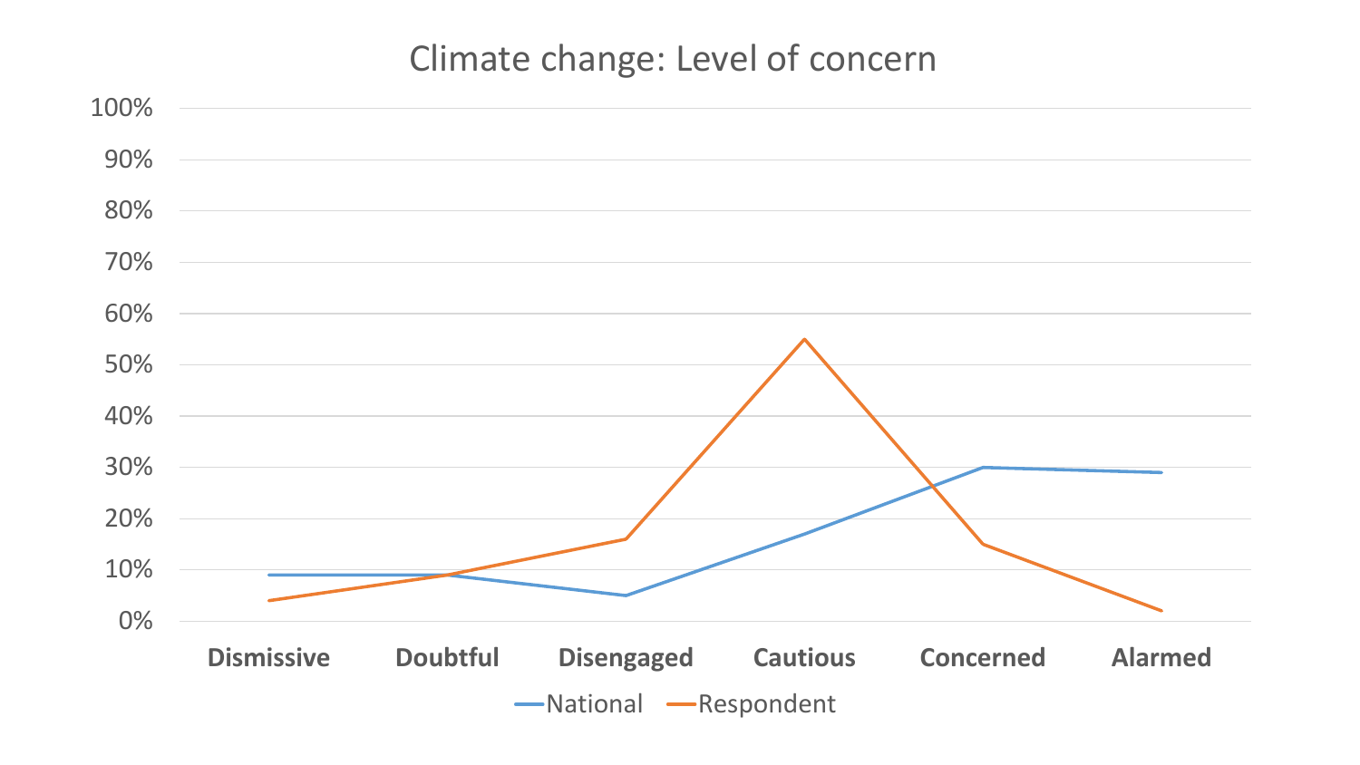# Climate change: Level of concern

100%
90%
80%
70%
60%
50%
40%
30%
20%
10%
0%

Dismissive Doubtful Disengaged Cautious Concerned Alarmed

National Respondent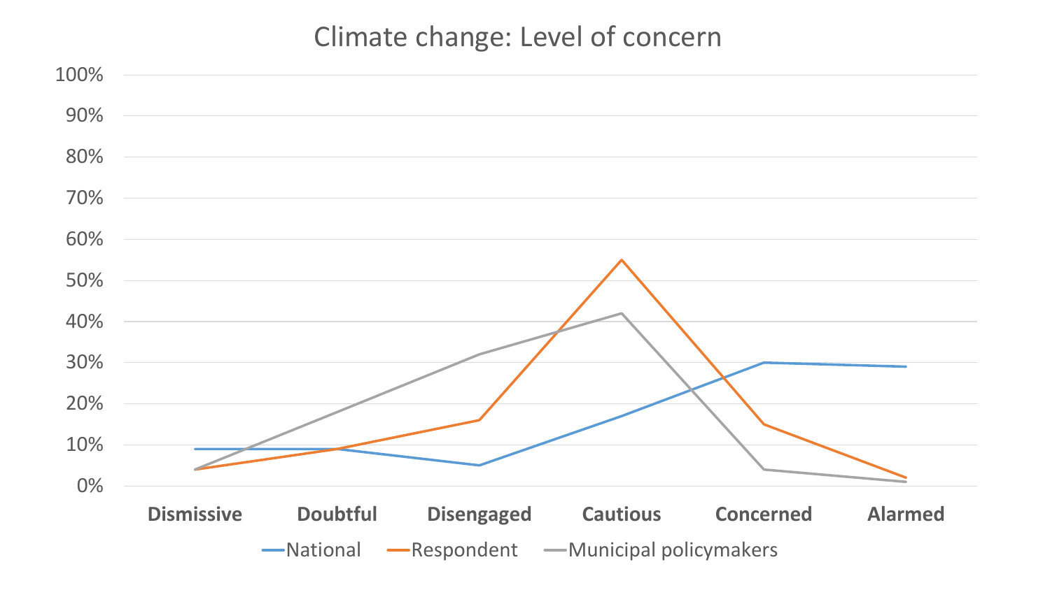# Climate change: Level of concern

100%
90%
80%
70%
60%
50%
40%
30%
20%
10%
0%

**Dismissive** **Doubtful** **Disengaged** **Cautious** **Concerned** **Alarmed**

National — Respondent — Municipal policymakers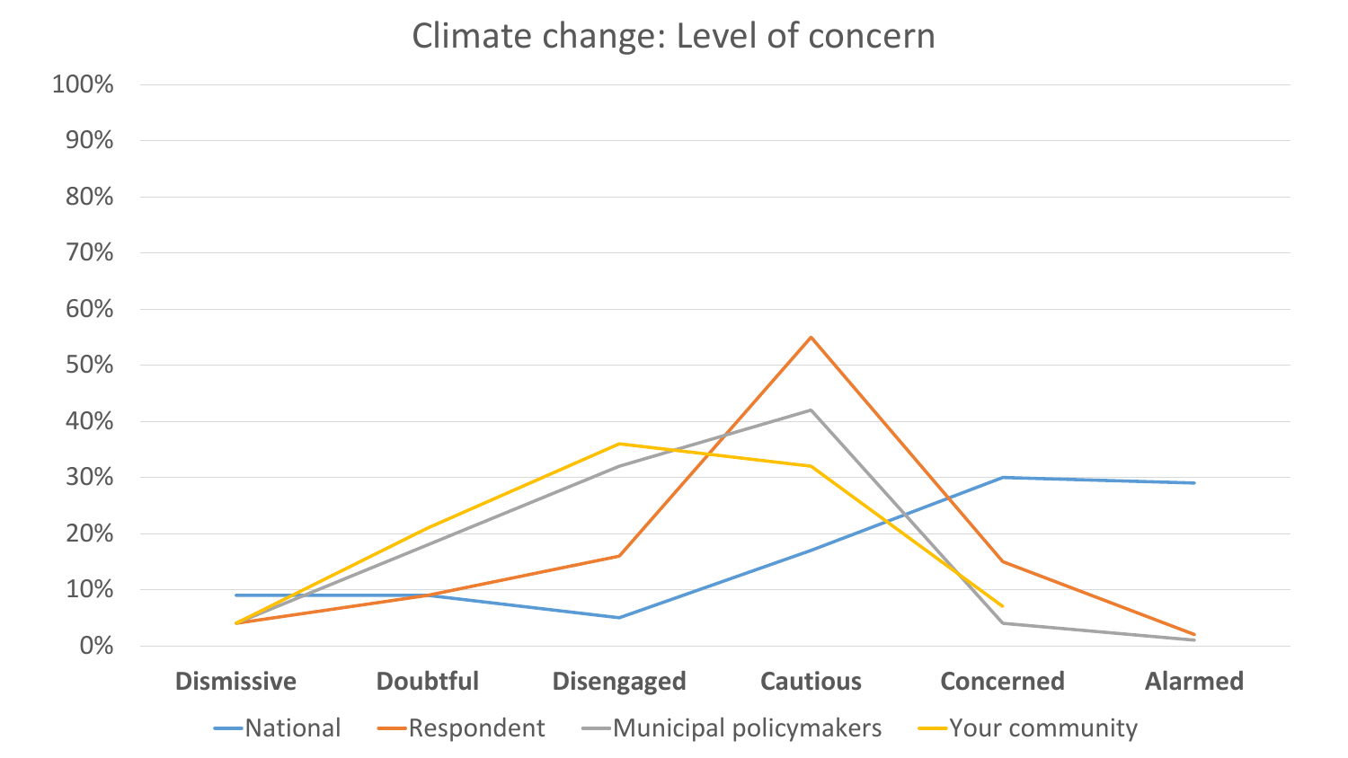## Climate change: Level of concern

100%
90%
80%
70%
60%
50%
40%
30%
20%
10%
0%

**Dismissive** **Doubtful** **Disengaged** **Cautious** **Concerned** **Alarmed**

National | Respondent | Municipal policymakers | Your community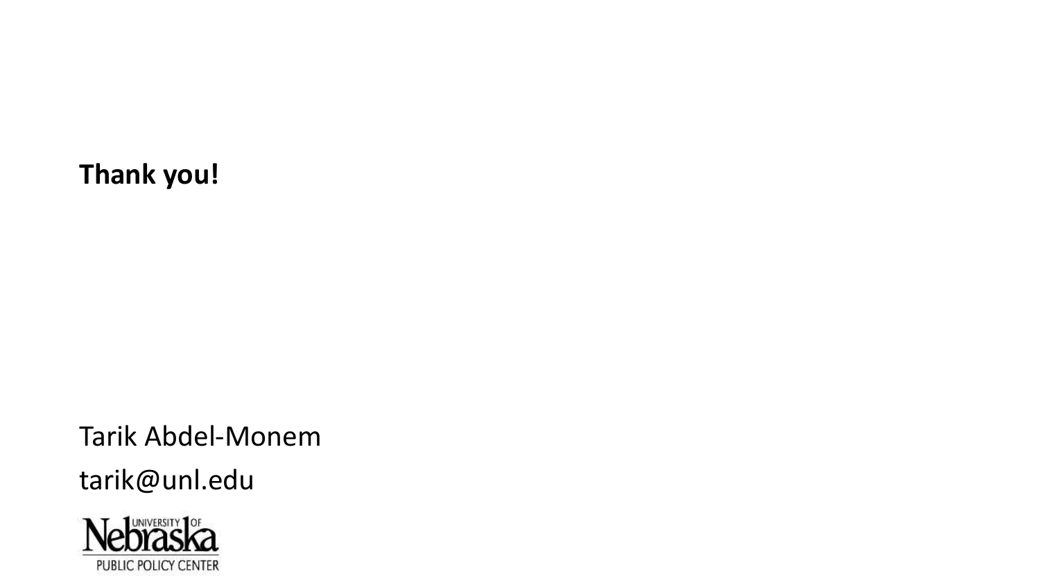**Thank you!**

Tarik Abdel-Monem

tarik@unl.edu

University of Nebraska

PUBLIC POLICY CENTER